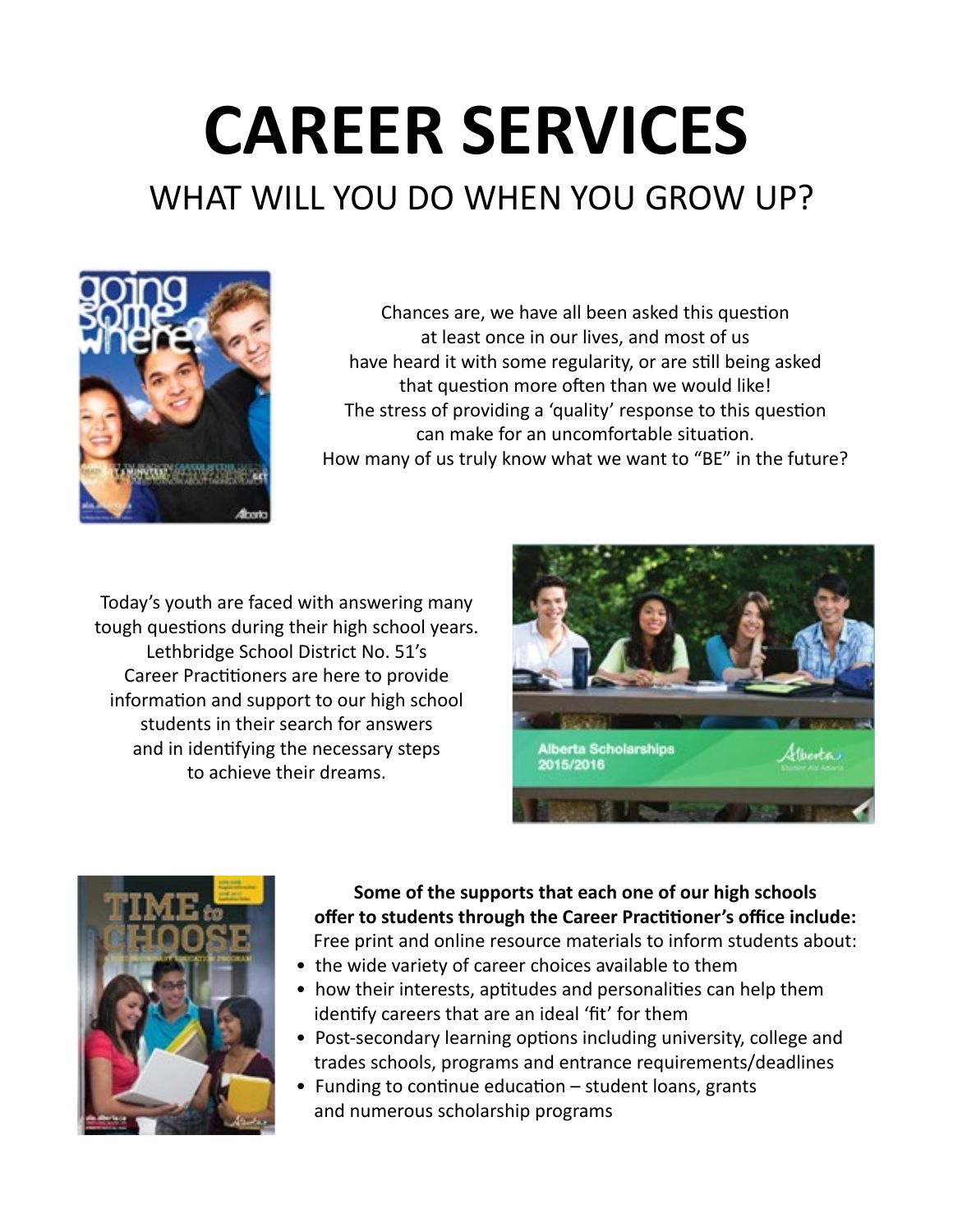# CAREER SERVICES

## WHAT WILL YOU DO WHEN YOU GROW UP?

Chances are, we have all been asked this question at least once in our lives, and most of us have heard it with some regularity, or are still being asked that question more often than we would like! The stress of providing a 'quality' response to this question can make for an uncomfortable situation. How many of us truly know what we want to "BE" in the future?

Today's youth are faced with answering many tough questions during their high school years. Lethbridge School District No. 51's Career Practitioners are here to provide information and support to our high school students in their search for answers and in identifying the necessary steps to achieve their dreams.

**Some of the supports that each one of our high schools offer to students through the Career Practitioner's office include:**

Free print and online resource materials to inform students about:

- the wide variety of career choices available to them
- how their interests, aptitudes and personalities can help them identify careers that are an ideal 'fit' for them
- Post-secondary learning options including university, college and trades schools, programs and entrance requirements/deadlines
- Funding to continue education – student loans, grants and numerous scholarship programs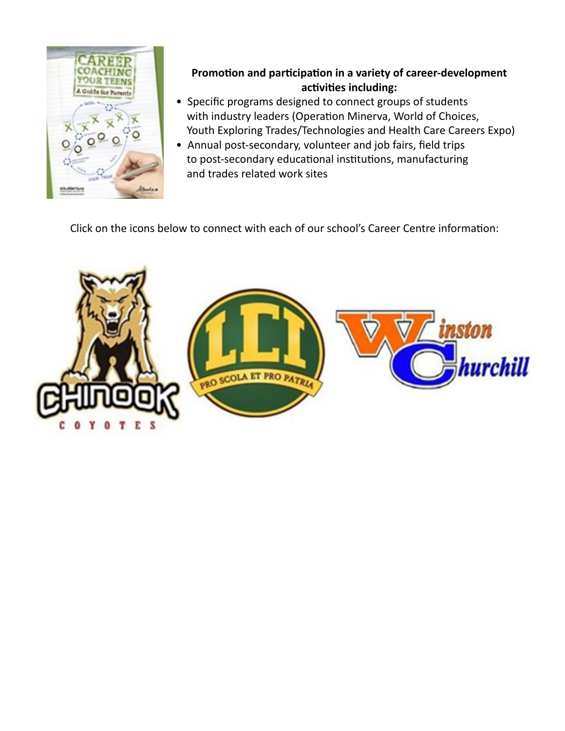**Promotion and participation in a variety of career-development activities including:**

- Specific programs designed to connect groups of students with industry leaders (Operation Minerva, World of Choices, Youth Exploring Trades/Technologies and Health Care Careers Expo)
- Annual post-secondary, volunteer and job fairs, field trips to post-secondary educational institutions, manufacturing and trades related work sites

Click on the icons below to connect with each of our school's Career Centre information: